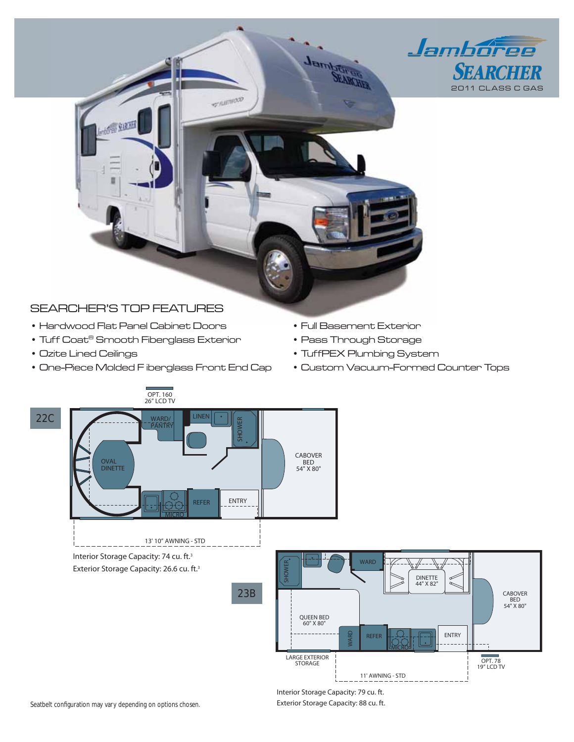# Jamboree SEARCHER

2011 CLASS C GAS

## SEARCHER'S TOP FEATURES

- Hardwood Flat Panel Cabinet Doors
- Tuff Coat® Smooth Fiberglass Exterior
- Ozite Lined Ceilings
- One-Piece Molded Fiberglass Front End Cap
- Full Basement Exterior
- Pass Through Storage
- TuffPEX Plumbing System
- Custom Vacuum-Formed Counter Tops

### 22C

OPT. 160
26" LCD TV

WARD/
PANTRY

LINEN

SHOWER

OVAL
DINETTE

CABOVER
BED
54" X 80"

MICRO

REFER

ENTRY

13' 10" AWNING - STD

Interior Storage Capacity: 74 cu. ft.[3]

Exterior Storage Capacity: 26.6 cu. ft.[3]

### 23B

SHOWER

WARD

DINETTE
44" X 82"

CABOVER
BED
54" X 80"

QUEEN BED
60" X 80"

WARD

REFER

MICRO

ENTRY

LARGE EXTERIOR
STORAGE

OPT. 78
19" LCD TV

11' AWNING - STD

Interior Storage Capacity: 79 cu. ft.

Exterior Storage Capacity: 88 cu. ft.

Seatbelt configuration may vary depending on options chosen.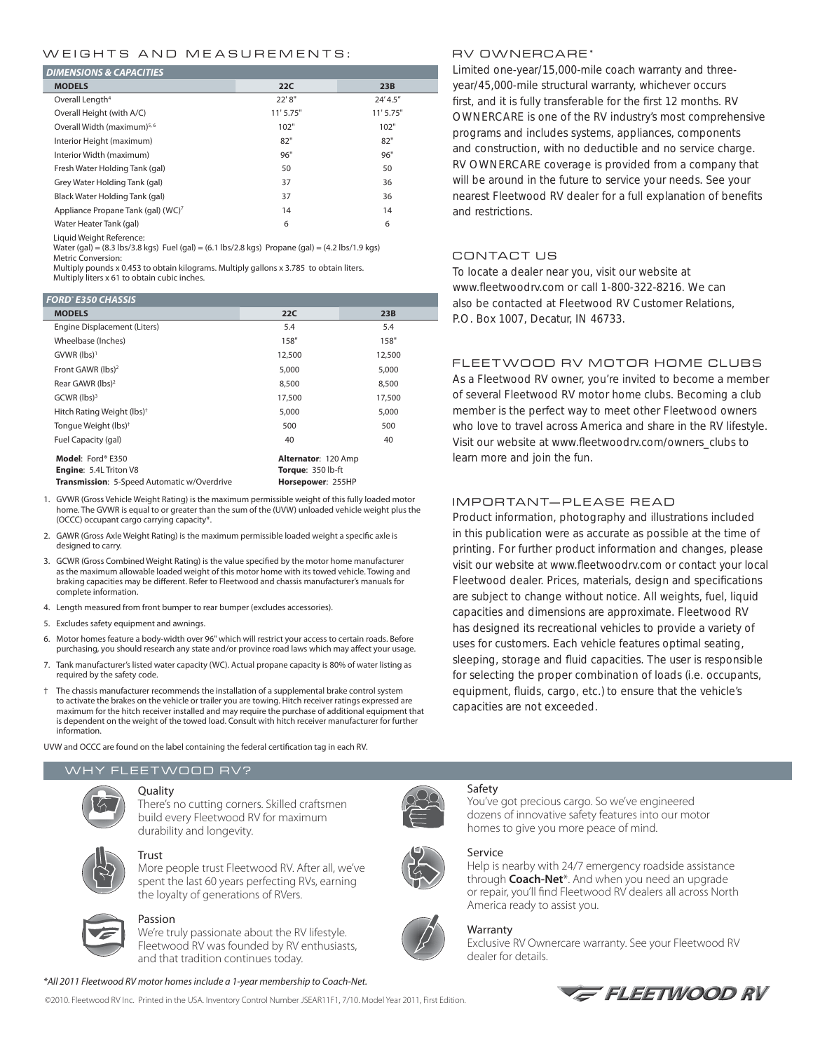## WEIGHTS AND MEASUREMENTS:

| DIMENSIONS & CAPACITIES | | |
|---|---|---|
| **MODELS** | **22C** | **23B** |
| Overall Length[4] | 22' 8" | 24' 4.5" |
| Overall Height (with A/C) | 11' 5.75" | 11' 5.75" |
| Overall Width (maximum)[5, 6] | 102" | 102" |
| Interior Height (maximum) | 82" | 82" |
| Interior Width (maximum) | 96" | 96" |
| Fresh Water Holding Tank (gal) | 50 | 50 |
| Grey Water Holding Tank (gal) | 37 | 36 |
| Black Water Holding Tank (gal) | 37 | 36 |
| Appliance Propane Tank (gal) (WC)[7] | 14 | 14 |
| Water Heater Tank (gal) | 6 | 6 |

Liquid Weight Reference:
Water (gal) = (8.3 lbs/3.8 kgs) Fuel (gal) = (6.1 lbs/2.8 kgs) Propane (gal) = (4.2 lbs/1.9 kgs)
Metric Conversion:
Multiply pounds x 0.453 to obtain kilograms. Multiply gallons x 3.785 to obtain liters.
Multiply liters x 61 to obtain cubic inches.

| FORD® E350 CHASSIS | | |
|---|---|---|
| **MODELS** | **22C** | **23B** |
| Engine Displacement (Liters) | 5.4 | 5.4 |
| Wheelbase (Inches) | 158" | 158" |
| GVWR (lbs)[1] | 12,500 | 12,500 |
| Front GAWR (lbs)[2] | 5,000 | 5,000 |
| Rear GAWR (lbs)[2] | 8,500 | 8,500 |
| GCWR (lbs)[3] | 17,500 | 17,500 |
| Hitch Rating Weight (lbs)[†] | 5,000 | 5,000 |
| Tongue Weight (lbs)[†] | 500 | 500 |
| Fuel Capacity (gal) | 40 | 40 |

**Model**: Ford® E350
**Engine**: 5.4L Triton V8
**Transmission**: 5-Speed Automatic w/Overdrive
**Alternator**: 120 Amp
**Torque**: 350 lb-ft
**Horsepower**: 255HP

1. GVWR (Gross Vehicle Weight Rating) is the maximum permissible weight of this fully loaded motor home. The GVWR is equal to or greater than the sum of the (UVW) unloaded vehicle weight plus the (OCCC) occupant cargo carrying capacity*.
2. GAWR (Gross Axle Weight Rating) is the maximum permissible loaded weight a specific axle is designed to carry.
3. GCWR (Gross Combined Weight Rating) is the value specified by the motor home manufacturer as the maximum allowable loaded weight of this motor home with its towed vehicle. Towing and braking capacities may be different. Refer to Fleetwood and chassis manufacturer's manuals for complete information.
4. Length measured from front bumper to rear bumper (excludes accessories).
5. Excludes safety equipment and awnings.
6. Motor homes feature a body-width over 96" which will restrict your access to certain roads. Before purchasing, you should research any state and/or province road laws which may affect your usage.
7. Tank manufacturer's listed water capacity (WC). Actual propane capacity is 80% of water listing as required by the safety code.

† The chassis manufacturer recommends the installation of a supplemental brake control system to activate the brakes on the vehicle or trailer you are towing. Hitch receiver ratings expressed are maximum for the hitch receiver installed and may require the purchase of additional equipment that is dependent on the weight of the towed load. Consult with hitch receiver manufacturer for further information.

UVW and OCCC are found on the label containing the federal certification tag in each RV.

## RV OWNERCARE*

Limited one-year/15,000-mile coach warranty and three-year/45,000-mile structural warranty, whichever occurs first, and it is fully transferable for the first 12 months. RV OWNERCARE is one of the RV industry's most comprehensive programs and includes systems, appliances, components and construction, with no deductible and no service charge. RV OWNERCARE coverage is provided from a company that will be around in the future to service your needs. See your nearest Fleetwood RV dealer for a full explanation of benefits and restrictions.

## CONTACT US

To locate a dealer near you, visit our website at www.fleetwoodrv.com or call 1-800-322-8216. We can also be contacted at Fleetwood RV Customer Relations, P.O. Box 1007, Decatur, IN 46733.

## FLEETWOOD RV MOTOR HOME CLUBS

As a Fleetwood RV owner, you're invited to become a member of several Fleetwood RV motor home clubs. Becoming a club member is the perfect way to meet other Fleetwood owners who love to travel across America and share in the RV lifestyle. Visit our website at www.fleetwoodrv.com/owners_clubs to learn more and join the fun.

## IMPORTANT—PLEASE READ

Product information, photography and illustrations included in this publication were as accurate as possible at the time of printing. For further product information and changes, please visit our website at www.fleetwoodrv.com or contact your local Fleetwood dealer. Prices, materials, design and specifications are subject to change without notice. All weights, fuel, liquid capacities and dimensions are approximate. Fleetwood RV has designed its recreational vehicles to provide a variety of uses for customers. Each vehicle features optimal seating, sleeping, storage and fluid capacities. The user is responsible for selecting the proper combination of loads (i.e. occupants, equipment, fluids, cargo, etc.) to ensure that the vehicle's capacities are not exceeded.

## WHY FLEETWOOD RV?

### Quality
There's no cutting corners. Skilled craftsmen build every Fleetwood RV for maximum durability and longevity.

### Trust
More people trust Fleetwood RV. After all, we've spent the last 60 years perfecting RVs, earning the loyalty of generations of RVers.

### Passion
We're truly passionate about the RV lifestyle. Fleetwood RV was founded by RV enthusiasts, and that tradition continues today.

### Safety
You've got precious cargo. So we've engineered dozens of innovative safety features into our motor homes to give you more peace of mind.

### Service
Help is nearby with 24/7 emergency roadside assistance through **Coach-Net***. And when you need an upgrade or repair, you'll find Fleetwood RV dealers all across North America ready to assist you.

### Warranty
Exclusive RV Ownercare warranty. See your Fleetwood RV dealer for details.

*\*All 2011 Fleetwood RV motor homes include a 1-year membership to Coach-Net.*

©2010. Fleetwood RV Inc. Printed in the USA. Inventory Control Number JSEAR11F1, 7/10. Model Year 2011, First Edition.

FLEETWOOD RV